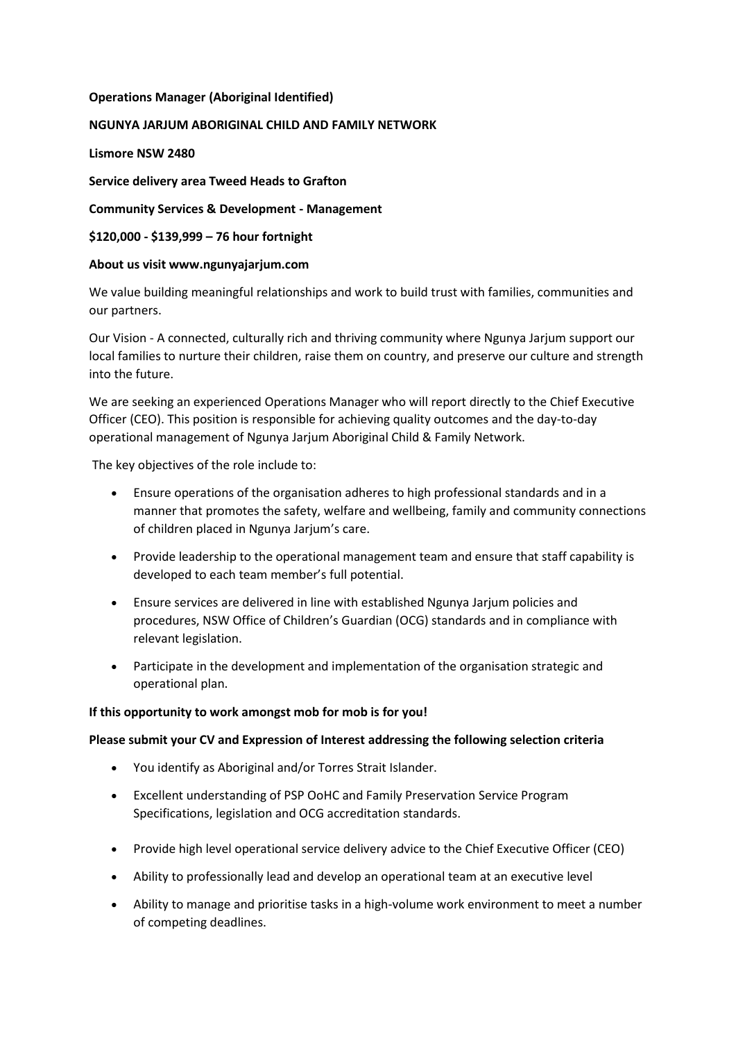**Operations Manager (Aboriginal Identified)**

**NGUNYA JARJUM ABORIGINAL CHILD AND FAMILY NETWORK**

**Lismore NSW 2480**

**Service delivery area Tweed Heads to Grafton**

**Community Services & Development - Management**

**$120,000 - $139,999 – 76 hour fortnight**

**About us visit www.ngunyajarjum.com**

We value building meaningful relationships and work to build trust with families, communities and our partners.

Our Vision - A connected, culturally rich and thriving community where Ngunya Jarjum support our local families to nurture their children, raise them on country, and preserve our culture and strength into the future.

We are seeking an experienced Operations Manager who will report directly to the Chief Executive Officer (CEO). This position is responsible for achieving quality outcomes and the day-to-day operational management of Ngunya Jarjum Aboriginal Child & Family Network.

The key objectives of the role include to:

- Ensure operations of the organisation adheres to high professional standards and in a manner that promotes the safety, welfare and wellbeing, family and community connections of children placed in Ngunya Jarjum's care.
- Provide leadership to the operational management team and ensure that staff capability is developed to each team member's full potential.
- Ensure services are delivered in line with established Ngunya Jarjum policies and procedures, NSW Office of Children's Guardian (OCG) standards and in compliance with relevant legislation.
- Participate in the development and implementation of the organisation strategic and operational plan.

**If this opportunity to work amongst mob for mob is for you!**

**Please submit your CV and Expression of Interest addressing the following selection criteria**

- You identify as Aboriginal and/or Torres Strait Islander.
- Excellent understanding of PSP OoHC and Family Preservation Service Program Specifications, legislation and OCG accreditation standards.
- Provide high level operational service delivery advice to the Chief Executive Officer (CEO)
- Ability to professionally lead and develop an operational team at an executive level
- Ability to manage and prioritise tasks in a high-volume work environment to meet a number of competing deadlines.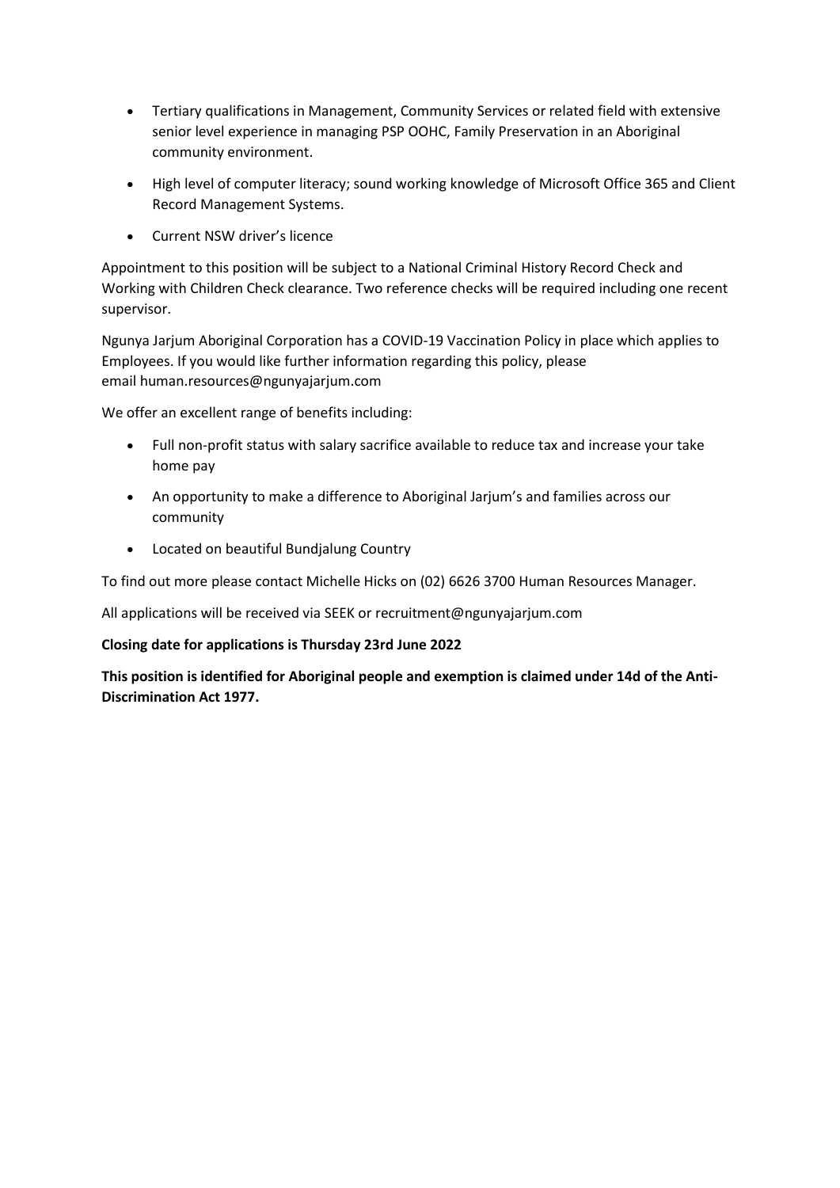- Tertiary qualifications in Management, Community Services or related field with extensive senior level experience in managing PSP OOHC, Family Preservation in an Aboriginal community environment.
- High level of computer literacy; sound working knowledge of Microsoft Office 365 and Client Record Management Systems.
- Current NSW driver's licence

Appointment to this position will be subject to a National Criminal History Record Check and Working with Children Check clearance. Two reference checks will be required including one recent supervisor.

Ngunya Jarjum Aboriginal Corporation has a COVID-19 Vaccination Policy in place which applies to Employees. If you would like further information regarding this policy, please email human.resources@ngunyajarjum.com

We offer an excellent range of benefits including:

- Full non-profit status with salary sacrifice available to reduce tax and increase your take home pay
- An opportunity to make a difference to Aboriginal Jarjum's and families across our community
- Located on beautiful Bundjalung Country

To find out more please contact Michelle Hicks on (02) 6626 3700 Human Resources Manager.

All applications will be received via SEEK or recruitment@ngunyajarjum.com

**Closing date for applications is Thursday 23rd June 2022**

**This position is identified for Aboriginal people and exemption is claimed under 14d of the Anti-Discrimination Act 1977.**